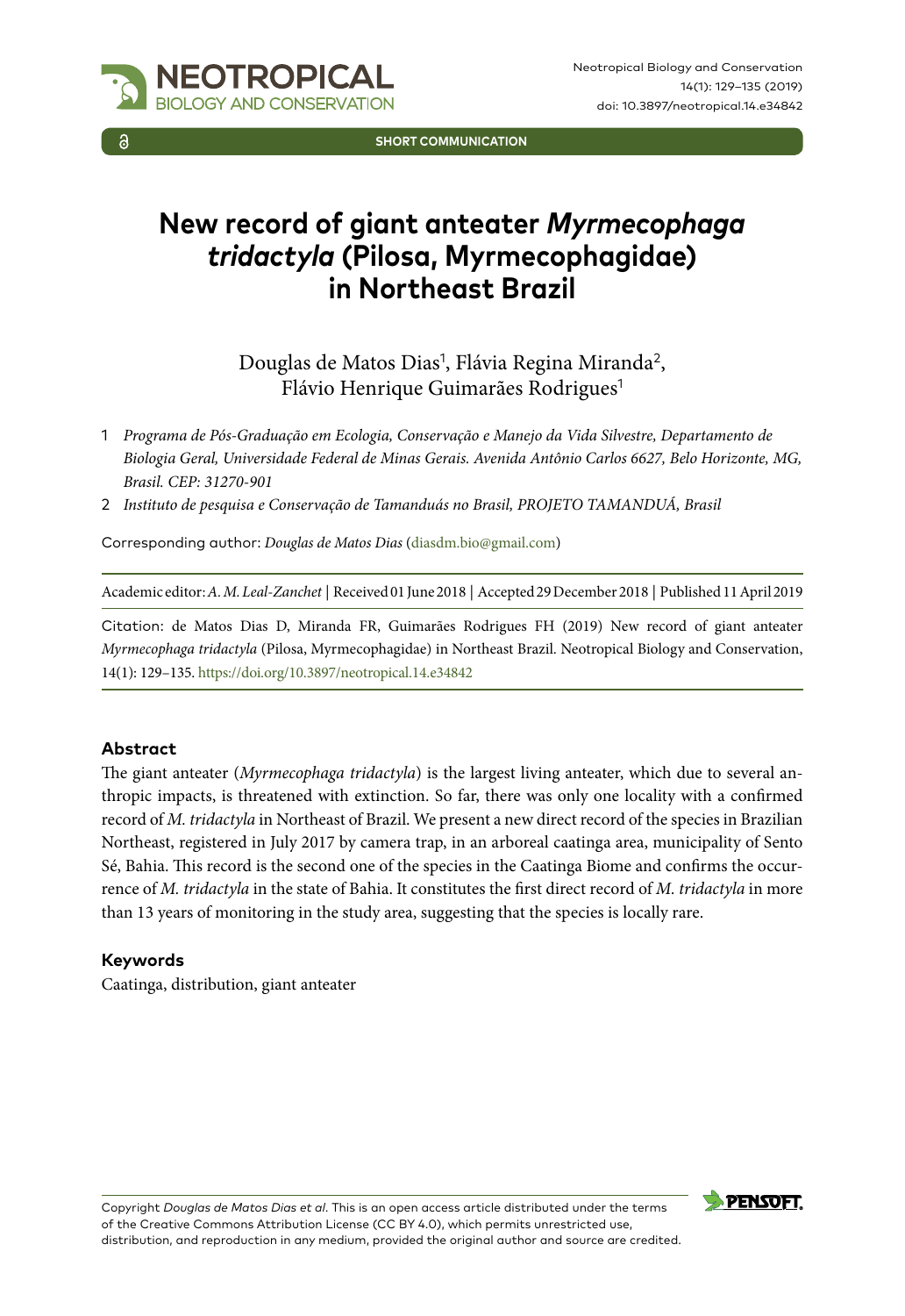SHORT COMMUNICATION

# New record of giant anteater *Myrmecophaga tridactyla* (Pilosa, Myrmecophagidae) in Northeast Brazil

Douglas de Matos Dias[1], Flávia Regina Miranda[2], Flávio Henrique Guimarães Rodrigues[1]

1 *Programa de Pós-Graduação em Ecologia, Conservação e Manejo da Vida Silvestre, Departamento de Biologia Geral, Universidade Federal de Minas Gerais. Avenida Antônio Carlos 6627, Belo Horizonte, MG, Brasil. CEP: 31270-901*

2 *Instituto de pesquisa e Conservação de Tamanduás no Brasil, PROJETO TAMANDUÁ, Brasil*

Corresponding author: *Douglas de Matos Dias* (diasdm.bio@gmail.com)

Academic editor: *A. M. Leal-Zanchet* | Received 01 June 2018 | Accepted 29 December 2018 | Published 11 April 2019

Citation: de Matos Dias D, Miranda FR, Guimarães Rodrigues FH (2019) New record of giant anteater *Myrmecophaga tridactyla* (Pilosa, Myrmecophagidae) in Northeast Brazil. Neotropical Biology and Conservation, 14(1): 129–135. https://doi.org/10.3897/neotropical.14.e34842

## Abstract

The giant anteater (*Myrmecophaga tridactyla*) is the largest living anteater, which due to several anthropic impacts, is threatened with extinction. So far, there was only one locality with a confirmed record of *M. tridactyla* in Northeast of Brazil. We present a new direct record of the species in Brazilian Northeast, registered in July 2017 by camera trap, in an arboreal caatinga area, municipality of Sento Sé, Bahia. This record is the second one of the species in the Caatinga Biome and confirms the occurrence of *M. tridactyla* in the state of Bahia. It constitutes the first direct record of *M. tridactyla* in more than 13 years of monitoring in the study area, suggesting that the species is locally rare.

## Keywords

Caatinga, distribution, giant anteater

Copyright *Douglas de Matos Dias et al*. This is an open access article distributed under the terms of the Creative Commons Attribution License (CC BY 4.0), which permits unrestricted use, distribution, and reproduction in any medium, provided the original author and source are credited.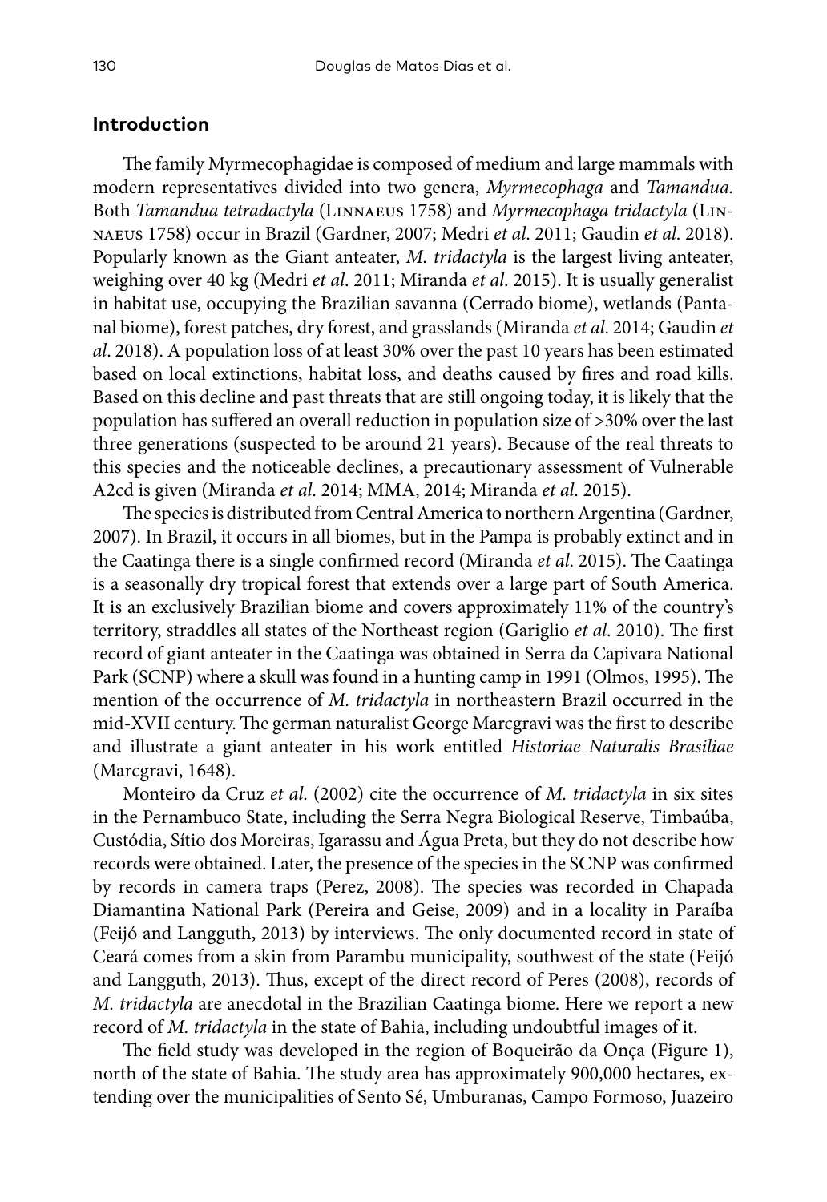## Introduction

The family Myrmecophagidae is composed of medium and large mammals with modern representatives divided into two genera, *Myrmecophaga* and *Tamandua.* Both *Tamandua tetradactyla* (Linnaeus 1758) and *Myrmecophaga tridactyla* (Linnaeus 1758) occur in Brazil (Gardner, 2007; Medri *et al*. 2011; Gaudin *et al*. 2018). Popularly known as the Giant anteater, *M. tridactyla* is the largest living anteater, weighing over 40 kg (Medri *et al*. 2011; Miranda *et al*. 2015). It is usually generalist in habitat use, occupying the Brazilian savanna (Cerrado biome), wetlands (Pantanal biome), forest patches, dry forest, and grasslands (Miranda *et al*. 2014; Gaudin *et al*. 2018). A population loss of at least 30% over the past 10 years has been estimated based on local extinctions, habitat loss, and deaths caused by fires and road kills. Based on this decline and past threats that are still ongoing today, it is likely that the population has suffered an overall reduction in population size of >30% over the last three generations (suspected to be around 21 years). Because of the real threats to this species and the noticeable declines, a precautionary assessment of Vulnerable A2cd is given (Miranda *et al*. 2014; MMA, 2014; Miranda *et al*. 2015).

The species is distributed from Central America to northern Argentina (Gardner, 2007). In Brazil, it occurs in all biomes, but in the Pampa is probably extinct and in the Caatinga there is a single confirmed record (Miranda *et al*. 2015). The Caatinga is a seasonally dry tropical forest that extends over a large part of South America. It is an exclusively Brazilian biome and covers approximately 11% of the country's territory, straddles all states of the Northeast region (Gariglio *et al*. 2010). The first record of giant anteater in the Caatinga was obtained in Serra da Capivara National Park (SCNP) where a skull was found in a hunting camp in 1991 (Olmos, 1995). The mention of the occurrence of *M. tridactyla* in northeastern Brazil occurred in the mid-XVII century. The german naturalist George Marcgravi was the first to describe and illustrate a giant anteater in his work entitled *Historiae Naturalis Brasiliae* (Marcgravi, 1648).

Monteiro da Cruz *et al*. (2002) cite the occurrence of *M. tridactyla* in six sites in the Pernambuco State, including the Serra Negra Biological Reserve, Timbaúba, Custódia, Sítio dos Moreiras, Igarassu and Água Preta, but they do not describe how records were obtained. Later, the presence of the species in the SCNP was confirmed by records in camera traps (Perez, 2008). The species was recorded in Chapada Diamantina National Park (Pereira and Geise, 2009) and in a locality in Paraíba (Feijó and Langguth, 2013) by interviews. The only documented record in state of Ceará comes from a skin from Parambu municipality, southwest of the state (Feijó and Langguth, 2013). Thus, except of the direct record of Peres (2008), records of *M. tridactyla* are anecdotal in the Brazilian Caatinga biome. Here we report a new record of *M. tridactyla* in the state of Bahia, including undoubtful images of it.

The field study was developed in the region of Boqueirão da Onça (Figure 1), north of the state of Bahia. The study area has approximately 900,000 hectares, extending over the municipalities of Sento Sé, Umburanas, Campo Formoso, Juazeiro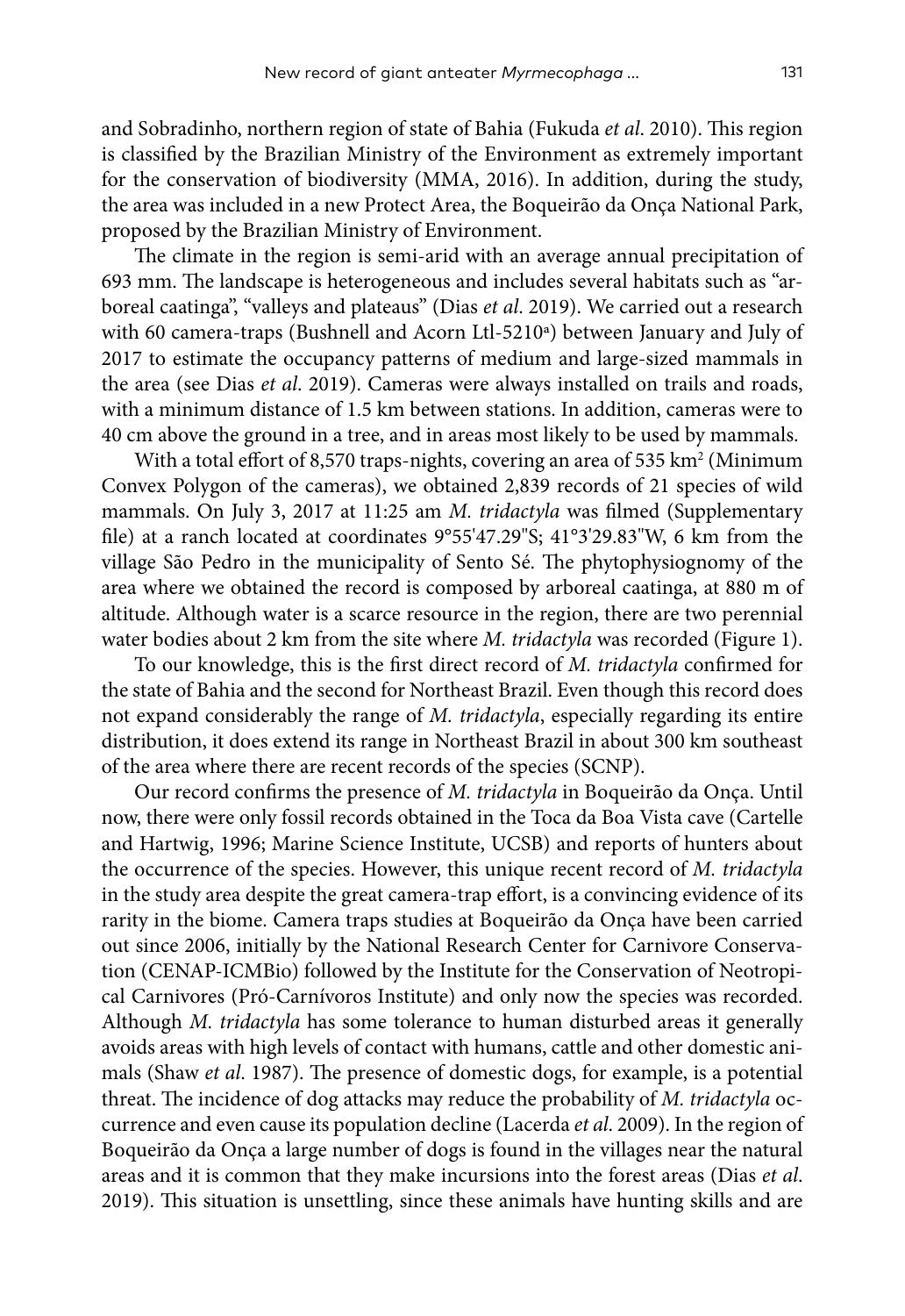and Sobradinho, northern region of state of Bahia (Fukuda *et al.* 2010). This region is classified by the Brazilian Ministry of the Environment as extremely important for the conservation of biodiversity (MMA, 2016). In addition, during the study, the area was included in a new Protect Area, the Boqueirão da Onça National Park, proposed by the Brazilian Ministry of Environment.

The climate in the region is semi-arid with an average annual precipitation of 693 mm. The landscape is heterogeneous and includes several habitats such as "arboreal caatinga", "valleys and plateaus" (Dias *et al.* 2019). We carried out a research with 60 camera-traps (Bushnell and Acorn Ltl-5210[a]) between January and July of 2017 to estimate the occupancy patterns of medium and large-sized mammals in the area (see Dias *et al.* 2019). Cameras were always installed on trails and roads, with a minimum distance of 1.5 km between stations. In addition, cameras were to 40 cm above the ground in a tree, and in areas most likely to be used by mammals.

With a total effort of 8,570 traps-nights, covering an area of 535 km$^2$ (Minimum Convex Polygon of the cameras), we obtained 2,839 records of 21 species of wild mammals. On July 3, 2017 at 11:25 am *M. tridactyla* was filmed (Supplementary file) at a ranch located at coordinates 9°55'47.29"S; 41°3'29.83"W, 6 km from the village São Pedro in the municipality of Sento Sé. The phytophysiognomy of the area where we obtained the record is composed by arboreal caatinga, at 880 m of altitude. Although water is a scarce resource in the region, there are two perennial water bodies about 2 km from the site where *M. tridactyla* was recorded (Figure 1).

To our knowledge, this is the first direct record of *M. tridactyla* confirmed for the state of Bahia and the second for Northeast Brazil. Even though this record does not expand considerably the range of *M. tridactyla*, especially regarding its entire distribution, it does extend its range in Northeast Brazil in about 300 km southeast of the area where there are recent records of the species (SCNP).

Our record confirms the presence of *M. tridactyla* in Boqueirão da Onça. Until now, there were only fossil records obtained in the Toca da Boa Vista cave (Cartelle and Hartwig, 1996; Marine Science Institute, UCSB) and reports of hunters about the occurrence of the species. However, this unique recent record of *M. tridactyla* in the study area despite the great camera-trap effort, is a convincing evidence of its rarity in the biome. Camera traps studies at Boqueirão da Onça have been carried out since 2006, initially by the National Research Center for Carnivore Conservation (CENAP-ICMBio) followed by the Institute for the Conservation of Neotropical Carnivores (Pró-Carnívoros Institute) and only now the species was recorded. Although *M. tridactyla* has some tolerance to human disturbed areas it generally avoids areas with high levels of contact with humans, cattle and other domestic animals (Shaw *et al.* 1987). The presence of domestic dogs, for example, is a potential threat. The incidence of dog attacks may reduce the probability of *M. tridactyla* occurrence and even cause its population decline (Lacerda *et al.* 2009). In the region of Boqueirão da Onça a large number of dogs is found in the villages near the natural areas and it is common that they make incursions into the forest areas (Dias *et al.* 2019). This situation is unsettling, since these animals have hunting skills and are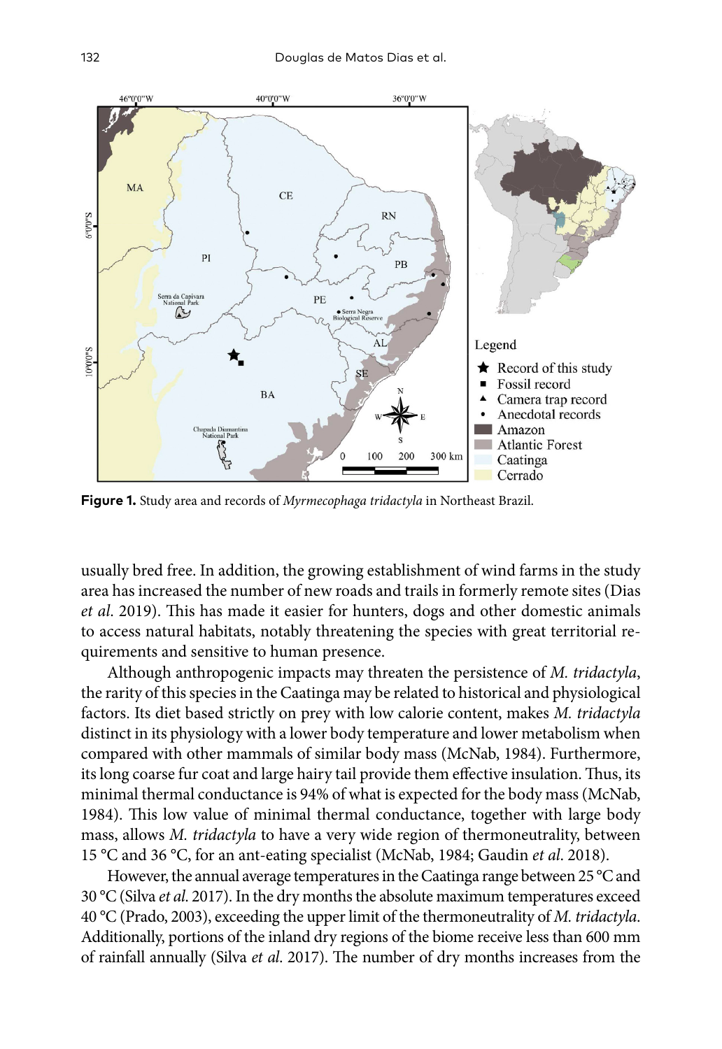**Figure 1.** Study area and records of *Myrmecophaga tridactyla* in Northeast Brazil.

usually bred free. In addition, the growing establishment of wind farms in the study area has increased the number of new roads and trails in formerly remote sites (Dias *et al.* 2019). This has made it easier for hunters, dogs and other domestic animals to access natural habitats, notably threatening the species with great territorial requirements and sensitive to human presence.

Although anthropogenic impacts may threaten the persistence of *M. tridactyla*, the rarity of this species in the Caatinga may be related to historical and physiological factors. Its diet based strictly on prey with low calorie content, makes *M. tridactyla* distinct in its physiology with a lower body temperature and lower metabolism when compared with other mammals of similar body mass (McNab, 1984). Furthermore, its long coarse fur coat and large hairy tail provide them effective insulation. Thus, its minimal thermal conductance is 94% of what is expected for the body mass (McNab, 1984). This low value of minimal thermal conductance, together with large body mass, allows *M. tridactyla* to have a very wide region of thermoneutrality, between 15 °C and 36 °C, for an ant-eating specialist (McNab, 1984; Gaudin *et al.* 2018).

However, the annual average temperatures in the Caatinga range between 25 °C and 30 °C (Silva *et al.* 2017). In the dry months the absolute maximum temperatures exceed 40 °C (Prado, 2003), exceeding the upper limit of the thermoneutrality of *M. tridactyla*. Additionally, portions of the inland dry regions of the biome receive less than 600 mm of rainfall annually (Silva *et al.* 2017). The number of dry months increases from the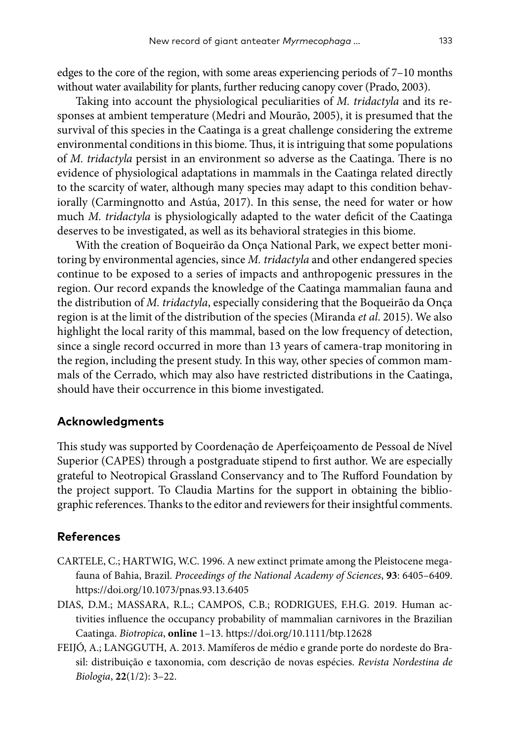edges to the core of the region, with some areas experiencing periods of 7–10 months without water availability for plants, further reducing canopy cover (Prado, 2003).

Taking into account the physiological peculiarities of *M. tridactyla* and its responses at ambient temperature (Medri and Mourão, 2005), it is presumed that the survival of this species in the Caatinga is a great challenge considering the extreme environmental conditions in this biome. Thus, it is intriguing that some populations of *M. tridactyla* persist in an environment so adverse as the Caatinga. There is no evidence of physiological adaptations in mammals in the Caatinga related directly to the scarcity of water, although many species may adapt to this condition behaviorally (Carmingnotto and Astúa, 2017). In this sense, the need for water or how much *M. tridactyla* is physiologically adapted to the water deficit of the Caatinga deserves to be investigated, as well as its behavioral strategies in this biome.

With the creation of Boqueirão da Onça National Park, we expect better monitoring by environmental agencies, since *M. tridactyla* and other endangered species continue to be exposed to a series of impacts and anthropogenic pressures in the region. Our record expands the knowledge of the Caatinga mammalian fauna and the distribution of *M. tridactyla*, especially considering that the Boqueirão da Onça region is at the limit of the distribution of the species (Miranda *et al*. 2015). We also highlight the local rarity of this mammal, based on the low frequency of detection, since a single record occurred in more than 13 years of camera-trap monitoring in the region, including the present study. In this way, other species of common mammals of the Cerrado, which may also have restricted distributions in the Caatinga, should have their occurrence in this biome investigated.

## Acknowledgments

This study was supported by Coordenação de Aperfeiçoamento de Pessoal de Nível Superior (CAPES) through a postgraduate stipend to first author. We are especially grateful to Neotropical Grassland Conservancy and to The Rufford Foundation by the project support. To Claudia Martins for the support in obtaining the bibliographic references. Thanks to the editor and reviewers for their insightful comments.

## References

CARTELE, C.; HARTWIG, W.C. 1996. A new extinct primate among the Pleistocene megafauna of Bahia, Brazil. *Proceedings of the National Academy of Sciences*, **93**: 6405–6409. https://doi.org/10.1073/pnas.93.13.6405

DIAS, D.M.; MASSARA, R.L.; CAMPOS, C.B.; RODRIGUES, F.H.G. 2019. Human activities influence the occupancy probability of mammalian carnivores in the Brazilian Caatinga. *Biotropica*, **online** 1–13. https://doi.org/10.1111/btp.12628

FEIJÓ, A.; LANGGUTH, A. 2013. Mamíferos de médio e grande porte do nordeste do Brasil: distribuição e taxonomia, com descrição de novas espécies. *Revista Nordestina de Biologia*, **22**(1/2): 3–22.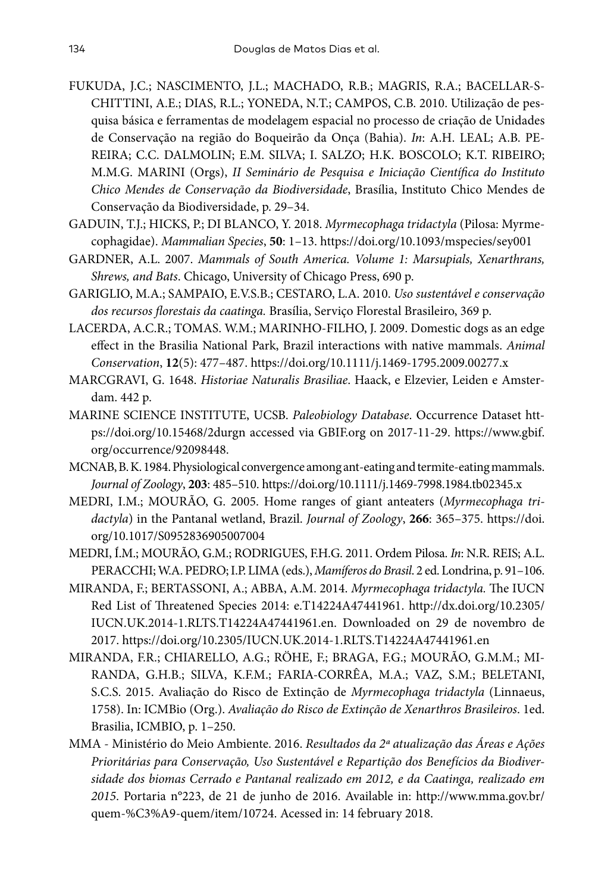FUKUDA, J.C.; NASCIMENTO, J.L.; MACHADO, R.B.; MAGRIS, R.A.; BACELLAR-SCHITTINI, A.E.; DIAS, R.L.; YONEDA, N.T.; CAMPOS, C.B. 2010. Utilização de pesquisa básica e ferramentas de modelagem espacial no processo de criação de Unidades de Conservação na região do Boqueirão da Onça (Bahia). *In*: A.H. LEAL; A.B. PEREIRA; C.C. DALMOLIN; E.M. SILVA; I. SALZO; H.K. BOSCOLO; K.T. RIBEIRO; M.M.G. MARINI (Orgs), *II Seminário de Pesquisa e Iniciação Científica do Instituto Chico Mendes de Conservação da Biodiversidade*, Brasília, Instituto Chico Mendes de Conservação da Biodiversidade, p. 29–34.

GADUIN, T.J.; HICKS, P.; DI BLANCO, Y. 2018. *Myrmecophaga tridactyla* (Pilosa: Myrmecophagidae). *Mammalian Species*, **50**: 1–13. https://doi.org/10.1093/mspecies/sey001

GARDNER, A.L. 2007. *Mammals of South America. Volume 1: Marsupials, Xenarthrans, Shrews, and Bats*. Chicago, University of Chicago Press, 690 p.

GARIGLIO, M.A.; SAMPAIO, E.V.S.B.; CESTARO, L.A. 2010. *Uso sustentável e conservação dos recursos florestais da caatinga.* Brasília, Serviço Florestal Brasileiro, 369 p.

LACERDA, A.C.R.; TOMAS. W.M.; MARINHO-FILHO, J. 2009. Domestic dogs as an edge effect in the Brasilia National Park, Brazil interactions with native mammals. *Animal Conservation*, **12**(5): 477–487. https://doi.org/10.1111/j.1469-1795.2009.00277.x

MARCGRAVI, G. 1648. *Historiae Naturalis Brasiliae*. Haack, e Elzevier, Leiden e Amsterdam. 442 p.

MARINE SCIENCE INSTITUTE, UCSB. *Paleobiology Database*. Occurrence Dataset https://doi.org/10.15468/2durgn accessed via GBIF.org on 2017-11-29. https://www.gbif.org/occurrence/92098448.

MCNAB, B. K. 1984. Physiological convergence among ant-eating and termite-eating mammals. *Journal of Zoology*, **203**: 485–510. https://doi.org/10.1111/j.1469-7998.1984.tb02345.x

MEDRI, I.M.; MOURÃO, G. 2005. Home ranges of giant anteaters (*Myrmecophaga tridactyla*) in the Pantanal wetland, Brazil. *Journal of Zoology*, **266**: 365–375. https://doi.org/10.1017/S0952836905007004

MEDRI, Í.M.; MOURÃO, G.M.; RODRIGUES, F.H.G. 2011. Ordem Pilosa. *In*: N.R. REIS; A.L. PERACCHI; W.A. PEDRO; I.P. LIMA (eds.), *Mamíferos do Brasil*. 2 ed. Londrina, p. 91–106.

MIRANDA, F.; BERTASSONI, A.; ABBA, A.M. 2014. *Myrmecophaga tridactyla.* The IUCN Red List of Threatened Species 2014: e.T14224A47441961. http://dx.doi.org/10.2305/IUCN.UK.2014-1.RLTS.T14224A47441961.en. Downloaded on 29 de novembro de 2017. https://doi.org/10.2305/IUCN.UK.2014-1.RLTS.T14224A47441961.en

MIRANDA, F.R.; CHIARELLO, A.G.; RÖHE, F.; BRAGA, F.G.; MOURÃO, G.M.M.; MIRANDA, G.H.B.; SILVA, K.F.M.; FARIA-CORRÊA, M.A.; VAZ, S.M.; BELETANI, S.C.S. 2015. Avaliação do Risco de Extinção de *Myrmecophaga tridactyla* (Linnaeus, 1758). In: ICMBio (Org.). *Avaliação do Risco de Extinção de Xenarthros Brasileiros*. 1ed. Brasilia, ICMBIO, p. 1–250.

MMA - Ministério do Meio Ambiente. 2016. *Resultados da 2ª atualização das Áreas e Ações Prioritárias para Conservação, Uso Sustentável e Repartição dos Benefícios da Biodiversidade dos biomas Cerrado e Pantanal realizado em 2012, e da Caatinga, realizado em 2015*. Portaria n°223, de 21 de junho de 2016. Available in: http://www.mma.gov.br/quem-%C3%A9-quem/item/10724. Acessed in: 14 february 2018.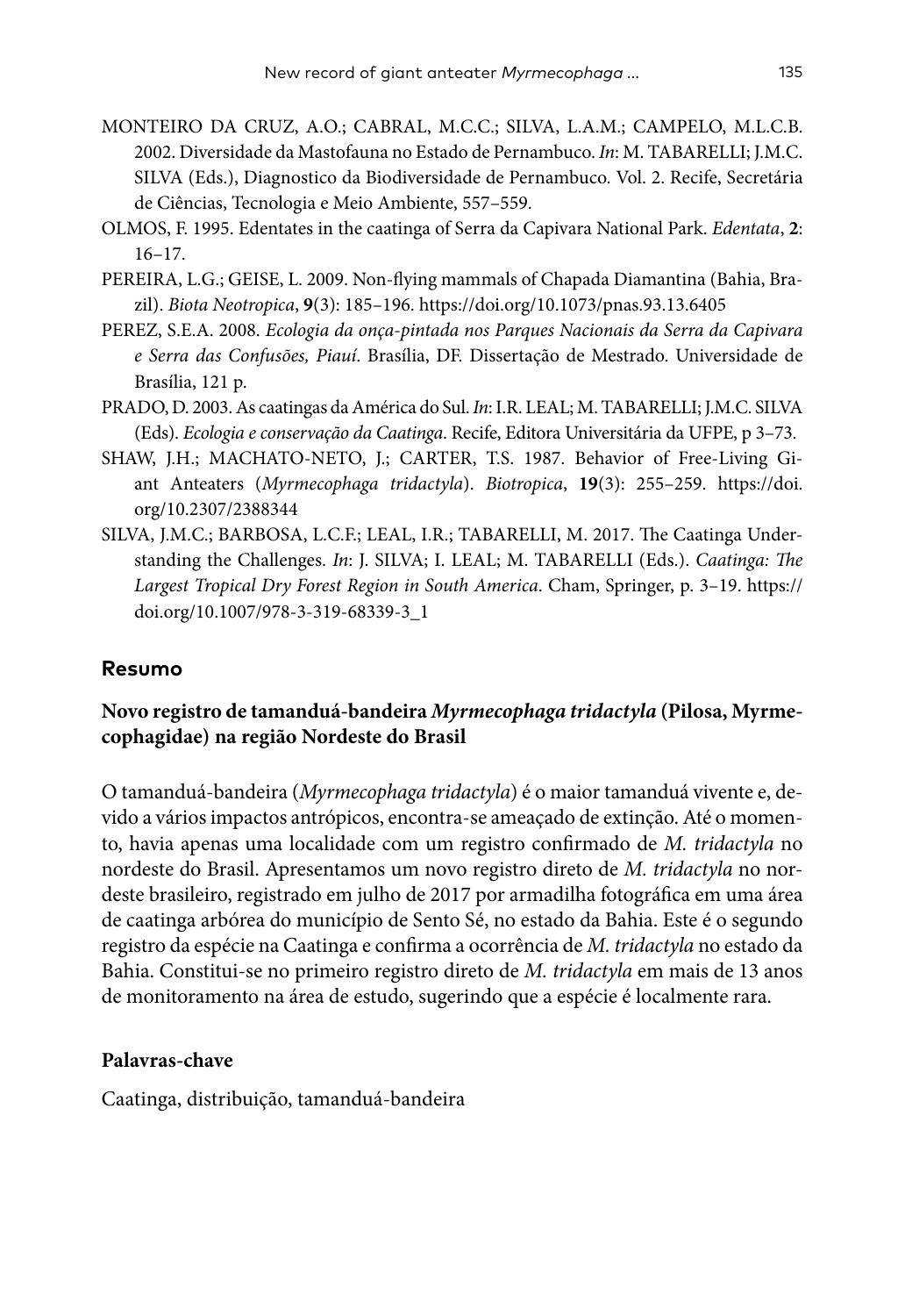MONTEIRO DA CRUZ, A.O.; CABRAL, M.C.C.; SILVA, L.A.M.; CAMPELO, M.L.C.B. 2002. Diversidade da Mastofauna no Estado de Pernambuco. *In*: M. TABARELLI; J.M.C. SILVA (Eds.), Diagnostico da Biodiversidade de Pernambuco. Vol. 2. Recife, Secretária de Ciências, Tecnologia e Meio Ambiente, 557–559.

OLMOS, F. 1995. Edentates in the caatinga of Serra da Capivara National Park. *Edentata*, **2**: 16–17.

PEREIRA, L.G.; GEISE, L. 2009. Non-flying mammals of Chapada Diamantina (Bahia, Brazil). *Biota Neotropica*, **9**(3): 185–196. https://doi.org/10.1073/pnas.93.13.6405

PEREZ, S.E.A. 2008. *Ecologia da onça-pintada nos Parques Nacionais da Serra da Capivara e Serra das Confusões, Piauí*. Brasília, DF. Dissertação de Mestrado. Universidade de Brasília, 121 p.

PRADO, D. 2003. As caatingas da América do Sul. *In*: I.R. LEAL; M. TABARELLI; J.M.C. SILVA (Eds). *Ecologia e conservação da Caatinga*. Recife, Editora Universitária da UFPE, p 3–73.

SHAW, J.H.; MACHATO-NETO, J.; CARTER, T.S. 1987. Behavior of Free-Living Giant Anteaters (*Myrmecophaga tridactyla*). *Biotropica*, **19**(3): 255–259. https://doi.org/10.2307/2388344

SILVA, J.M.C.; BARBOSA, L.C.F.; LEAL, I.R.; TABARELLI, M. 2017. The Caatinga Understanding the Challenges. *In*: J. SILVA; I. LEAL; M. TABARELLI (Eds.). *Caatinga: The Largest Tropical Dry Forest Region in South America*. Cham, Springer, p. 3–19. https://doi.org/10.1007/978-3-319-68339-3_1

## Resumo

**Novo registro de tamanduá-bandeira *Myrmecophaga tridactyla* (Pilosa, Myrmecophagidae) na região Nordeste do Brasil**

O tamanduá-bandeira (*Myrmecophaga tridactyla*) é o maior tamanduá vivente e, devido a vários impactos antrópicos, encontra-se ameaçado de extinção. Até o momento, havia apenas uma localidade com um registro confirmado de *M. tridactyla* no nordeste do Brasil. Apresentamos um novo registro direto de *M. tridactyla* no nordeste brasileiro, registrado em julho de 2017 por armadilha fotográfica em uma área de caatinga arbórea do município de Sento Sé, no estado da Bahia. Este é o segundo registro da espécie na Caatinga e confirma a ocorrência de *M. tridactyla* no estado da Bahia. Constitui-se no primeiro registro direto de *M. tridactyla* em mais de 13 anos de monitoramento na área de estudo, sugerindo que a espécie é localmente rara.

**Palavras-chave**

Caatinga, distribuição, tamanduá-bandeira